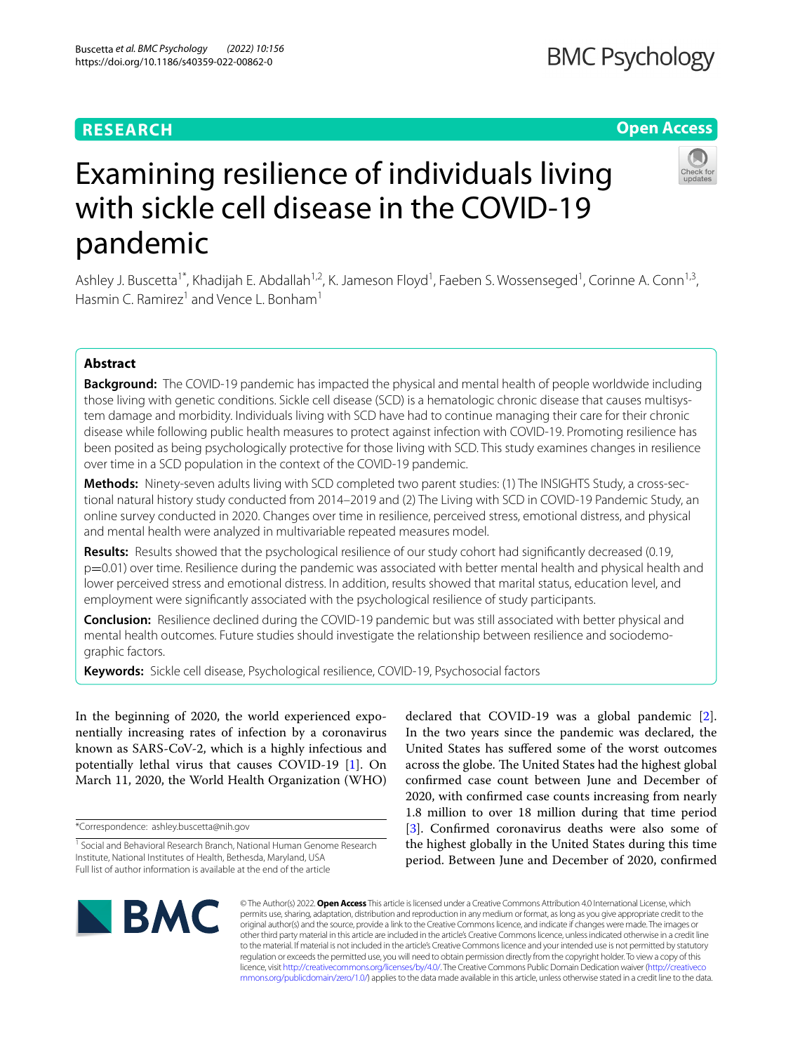RESEARCH

Open Access

# Examining resilience of individuals living with sickle cell disease in the COVID-19 pandemic

Ashley J. Buscetta[1*], Khadijah E. Abdallah[1,2], K. Jameson Floyd[1], Faeben S. Wossenseged[1], Corinne A. Conn[1,3], Hasmin C. Ramirez[1] and Vence L. Bonham[1]

## Abstract

**Background:** The COVID-19 pandemic has impacted the physical and mental health of people worldwide including those living with genetic conditions. Sickle cell disease (SCD) is a hematologic chronic disease that causes multisystem damage and morbidity. Individuals living with SCD have had to continue managing their care for their chronic disease while following public health measures to protect against infection with COVID-19. Promoting resilience has been posited as being psychologically protective for those living with SCD. This study examines changes in resilience over time in a SCD population in the context of the COVID-19 pandemic.

**Methods:** Ninety-seven adults living with SCD completed two parent studies: (1) The INSIGHTS Study, a cross-sectional natural history study conducted from 2014–2019 and (2) The Living with SCD in COVID-19 Pandemic Study, an online survey conducted in 2020. Changes over time in resilience, perceived stress, emotional distress, and physical and mental health were analyzed in multivariable repeated measures model.

**Results:** Results showed that the psychological resilience of our study cohort had significantly decreased (0.19, p=0.01) over time. Resilience during the pandemic was associated with better mental health and physical health and lower perceived stress and emotional distress. In addition, results showed that marital status, education level, and employment were significantly associated with the psychological resilience of study participants.

**Conclusion:** Resilience declined during the COVID-19 pandemic but was still associated with better physical and mental health outcomes. Future studies should investigate the relationship between resilience and sociodemographic factors.

**Keywords:** Sickle cell disease, Psychological resilience, COVID-19, Psychosocial factors

In the beginning of 2020, the world experienced exponentially increasing rates of infection by a coronavirus known as SARS-CoV-2, which is a highly infectious and potentially lethal virus that causes COVID-19 [1]. On March 11, 2020, the World Health Organization (WHO) declared that COVID-19 was a global pandemic [2]. In the two years since the pandemic was declared, the United States has suffered some of the worst outcomes across the globe. The United States had the highest global confirmed case count between June and December of 2020, with confirmed case counts increasing from nearly 1.8 million to over 18 million during that time period [3]. Confirmed coronavirus deaths were also some of the highest globally in the United States during this time period. Between June and December of 2020, confirmed

*Correspondence: ashley.buscetta@nih.gov

[1] Social and Behavioral Research Branch, National Human Genome Research Institute, National Institutes of Health, Bethesda, Maryland, USA
Full list of author information is available at the end of the article

© The Author(s) 2022. **Open Access** This article is licensed under a Creative Commons Attribution 4.0 International License, which permits use, sharing, adaptation, distribution and reproduction in any medium or format, as long as you give appropriate credit to the original author(s) and the source, provide a link to the Creative Commons licence, and indicate if changes were made. The images or other third party material in this article are included in the article's Creative Commons licence, unless indicated otherwise in a credit line to the material. If material is not included in the article's Creative Commons licence and your intended use is not permitted by statutory regulation or exceeds the permitted use, you will need to obtain permission directly from the copyright holder. To view a copy of this licence, visit http://creativecommons.org/licenses/by/4.0/. The Creative Commons Public Domain Dedication waiver (http://creativecommons.org/publicdomain/zero/1.0/) applies to the data made available in this article, unless otherwise stated in a credit line to the data.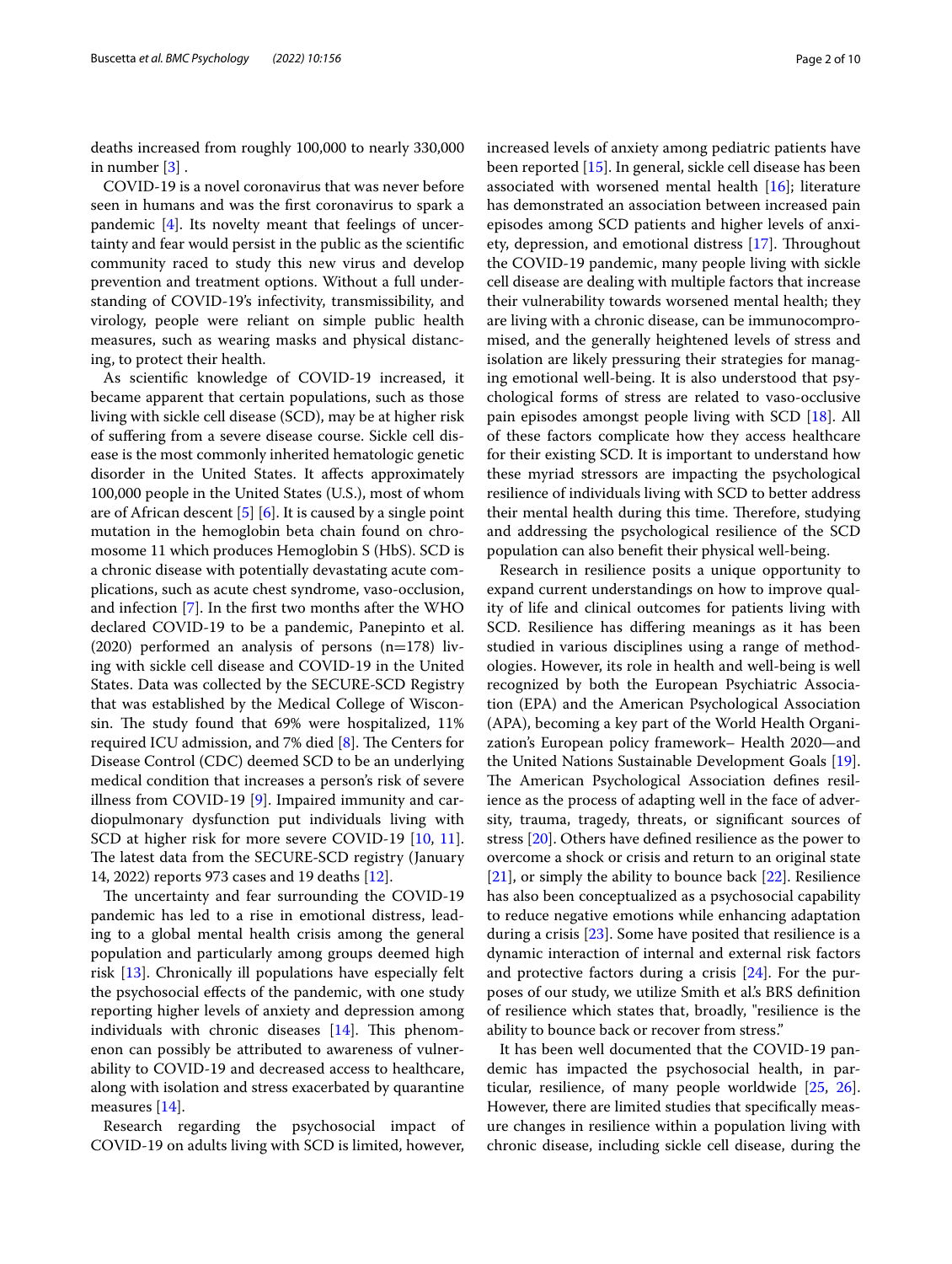deaths increased from roughly 100,000 to nearly 330,000 in number [3] .

COVID-19 is a novel coronavirus that was never before seen in humans and was the first coronavirus to spark a pandemic [4]. Its novelty meant that feelings of uncertainty and fear would persist in the public as the scientific community raced to study this new virus and develop prevention and treatment options. Without a full understanding of COVID-19's infectivity, transmissibility, and virology, people were reliant on simple public health measures, such as wearing masks and physical distancing, to protect their health.

As scientific knowledge of COVID-19 increased, it became apparent that certain populations, such as those living with sickle cell disease (SCD), may be at higher risk of suffering from a severe disease course. Sickle cell disease is the most commonly inherited hematologic genetic disorder in the United States. It affects approximately 100,000 people in the United States (U.S.), most of whom are of African descent [5] [6]. It is caused by a single point mutation in the hemoglobin beta chain found on chromosome 11 which produces Hemoglobin S (HbS). SCD is a chronic disease with potentially devastating acute complications, such as acute chest syndrome, vaso-occlusion, and infection [7]. In the first two months after the WHO declared COVID-19 to be a pandemic, Panepinto et al. (2020) performed an analysis of persons (n=178) living with sickle cell disease and COVID-19 in the United States. Data was collected by the SECURE-SCD Registry that was established by the Medical College of Wisconsin. The study found that 69% were hospitalized, 11% required ICU admission, and 7% died [8]. The Centers for Disease Control (CDC) deemed SCD to be an underlying medical condition that increases a person's risk of severe illness from COVID-19 [9]. Impaired immunity and cardiopulmonary dysfunction put individuals living with SCD at higher risk for more severe COVID-19 [10, 11]. The latest data from the SECURE-SCD registry (January 14, 2022) reports 973 cases and 19 deaths [12].

The uncertainty and fear surrounding the COVID-19 pandemic has led to a rise in emotional distress, leading to a global mental health crisis among the general population and particularly among groups deemed high risk [13]. Chronically ill populations have especially felt the psychosocial effects of the pandemic, with one study reporting higher levels of anxiety and depression among individuals with chronic diseases [14]. This phenomenon can possibly be attributed to awareness of vulnerability to COVID-19 and decreased access to healthcare, along with isolation and stress exacerbated by quarantine measures [14].

Research regarding the psychosocial impact of COVID-19 on adults living with SCD is limited, however, increased levels of anxiety among pediatric patients have been reported [15]. In general, sickle cell disease has been associated with worsened mental health [16]; literature has demonstrated an association between increased pain episodes among SCD patients and higher levels of anxiety, depression, and emotional distress [17]. Throughout the COVID-19 pandemic, many people living with sickle cell disease are dealing with multiple factors that increase their vulnerability towards worsened mental health; they are living with a chronic disease, can be immunocompromised, and the generally heightened levels of stress and isolation are likely pressuring their strategies for managing emotional well-being. It is also understood that psychological forms of stress are related to vaso-occlusive pain episodes amongst people living with SCD [18]. All of these factors complicate how they access healthcare for their existing SCD. It is important to understand how these myriad stressors are impacting the psychological resilience of individuals living with SCD to better address their mental health during this time. Therefore, studying and addressing the psychological resilience of the SCD population can also benefit their physical well-being.

Research in resilience posits a unique opportunity to expand current understandings on how to improve quality of life and clinical outcomes for patients living with SCD. Resilience has differing meanings as it has been studied in various disciplines using a range of methodologies. However, its role in health and well-being is well recognized by both the European Psychiatric Association (EPA) and the American Psychological Association (APA), becoming a key part of the World Health Organization's European policy framework– Health 2020—and the United Nations Sustainable Development Goals [19]. The American Psychological Association defines resilience as the process of adapting well in the face of adversity, trauma, tragedy, threats, or significant sources of stress [20]. Others have defined resilience as the power to overcome a shock or crisis and return to an original state [21], or simply the ability to bounce back [22]. Resilience has also been conceptualized as a psychosocial capability to reduce negative emotions while enhancing adaptation during a crisis [23]. Some have posited that resilience is a dynamic interaction of internal and external risk factors and protective factors during a crisis [24]. For the purposes of our study, we utilize Smith et al.'s BRS definition of resilience which states that, broadly, "resilience is the ability to bounce back or recover from stress."

It has been well documented that the COVID-19 pandemic has impacted the psychosocial health, in particular, resilience, of many people worldwide [25, 26]. However, there are limited studies that specifically measure changes in resilience within a population living with chronic disease, including sickle cell disease, during the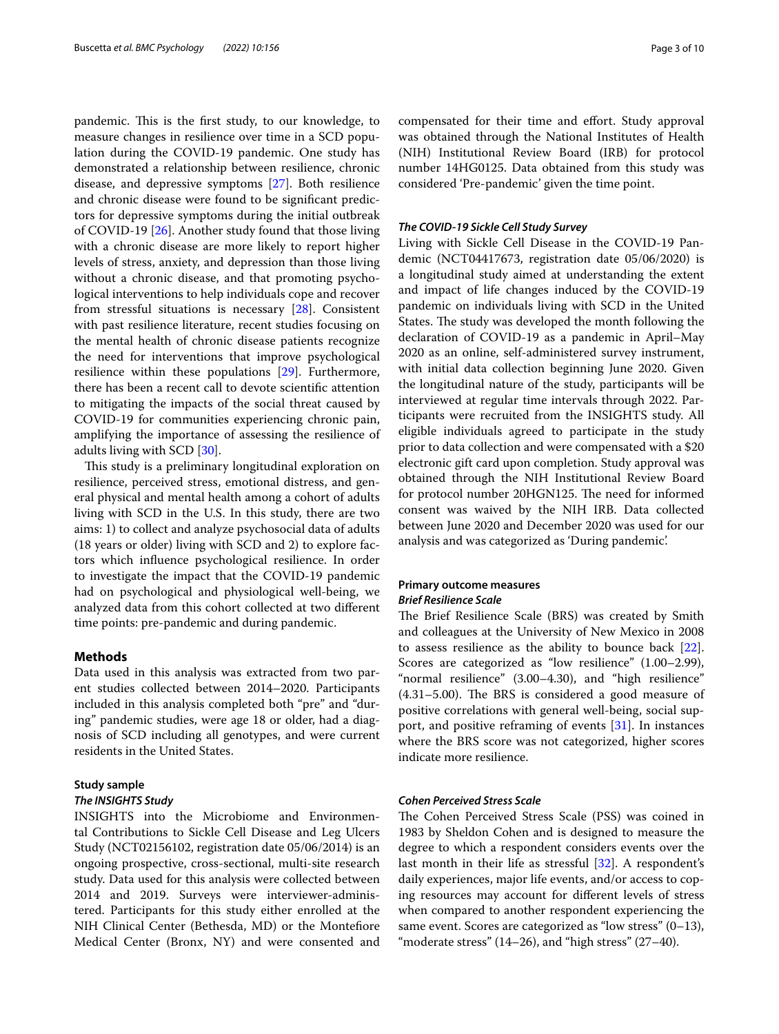pandemic. This is the first study, to our knowledge, to measure changes in resilience over time in a SCD population during the COVID-19 pandemic. One study has demonstrated a relationship between resilience, chronic disease, and depressive symptoms [27]. Both resilience and chronic disease were found to be significant predictors for depressive symptoms during the initial outbreak of COVID-19 [26]. Another study found that those living with a chronic disease are more likely to report higher levels of stress, anxiety, and depression than those living without a chronic disease, and that promoting psychological interventions to help individuals cope and recover from stressful situations is necessary [28]. Consistent with past resilience literature, recent studies focusing on the mental health of chronic disease patients recognize the need for interventions that improve psychological resilience within these populations [29]. Furthermore, there has been a recent call to devote scientific attention to mitigating the impacts of the social threat caused by COVID-19 for communities experiencing chronic pain, amplifying the importance of assessing the resilience of adults living with SCD [30].

This study is a preliminary longitudinal exploration on resilience, perceived stress, emotional distress, and general physical and mental health among a cohort of adults living with SCD in the U.S. In this study, there are two aims: 1) to collect and analyze psychosocial data of adults (18 years or older) living with SCD and 2) to explore factors which influence psychological resilience. In order to investigate the impact that the COVID-19 pandemic had on psychological and physiological well-being, we analyzed data from this cohort collected at two different time points: pre-pandemic and during pandemic.

## Methods

Data used in this analysis was extracted from two parent studies collected between 2014–2020. Participants included in this analysis completed both "pre" and "during" pandemic studies, were age 18 or older, had a diagnosis of SCD including all genotypes, and were current residents in the United States.

### Study sample

#### *The INSIGHTS Study*

INSIGHTS into the Microbiome and Environmental Contributions to Sickle Cell Disease and Leg Ulcers Study (NCT02156102, registration date 05/06/2014) is an ongoing prospective, cross-sectional, multi-site research study. Data used for this analysis were collected between 2014 and 2019. Surveys were interviewer-administered. Participants for this study either enrolled at the NIH Clinical Center (Bethesda, MD) or the Montefiore Medical Center (Bronx, NY) and were consented and compensated for their time and effort. Study approval was obtained through the National Institutes of Health (NIH) Institutional Review Board (IRB) for protocol number 14HG0125. Data obtained from this study was considered 'Pre-pandemic' given the time point.

#### *The COVID-19 Sickle Cell Study Survey*

Living with Sickle Cell Disease in the COVID-19 Pandemic (NCT04417673, registration date 05/06/2020) is a longitudinal study aimed at understanding the extent and impact of life changes induced by the COVID-19 pandemic on individuals living with SCD in the United States. The study was developed the month following the declaration of COVID-19 as a pandemic in April–May 2020 as an online, self-administered survey instrument, with initial data collection beginning June 2020. Given the longitudinal nature of the study, participants will be interviewed at regular time intervals through 2022. Participants were recruited from the INSIGHTS study. All eligible individuals agreed to participate in the study prior to data collection and were compensated with a $20 electronic gift card upon completion. Study approval was obtained through the NIH Institutional Review Board for protocol number 20HGN125. The need for informed consent was waived by the NIH IRB. Data collected between June 2020 and December 2020 was used for our analysis and was categorized as 'During pandemic'.

### Primary outcome measures

#### *Brief Resilience Scale*

The Brief Resilience Scale (BRS) was created by Smith and colleagues at the University of New Mexico in 2008 to assess resilience as the ability to bounce back [22]. Scores are categorized as "low resilience" (1.00–2.99), "normal resilience" (3.00–4.30), and "high resilience" (4.31–5.00). The BRS is considered a good measure of positive correlations with general well-being, social support, and positive reframing of events [31]. In instances where the BRS score was not categorized, higher scores indicate more resilience.

#### *Cohen Perceived Stress Scale*

The Cohen Perceived Stress Scale (PSS) was coined in 1983 by Sheldon Cohen and is designed to measure the degree to which a respondent considers events over the last month in their life as stressful [32]. A respondent's daily experiences, major life events, and/or access to coping resources may account for different levels of stress when compared to another respondent experiencing the same event. Scores are categorized as "low stress" (0–13), "moderate stress" (14–26), and "high stress" (27–40).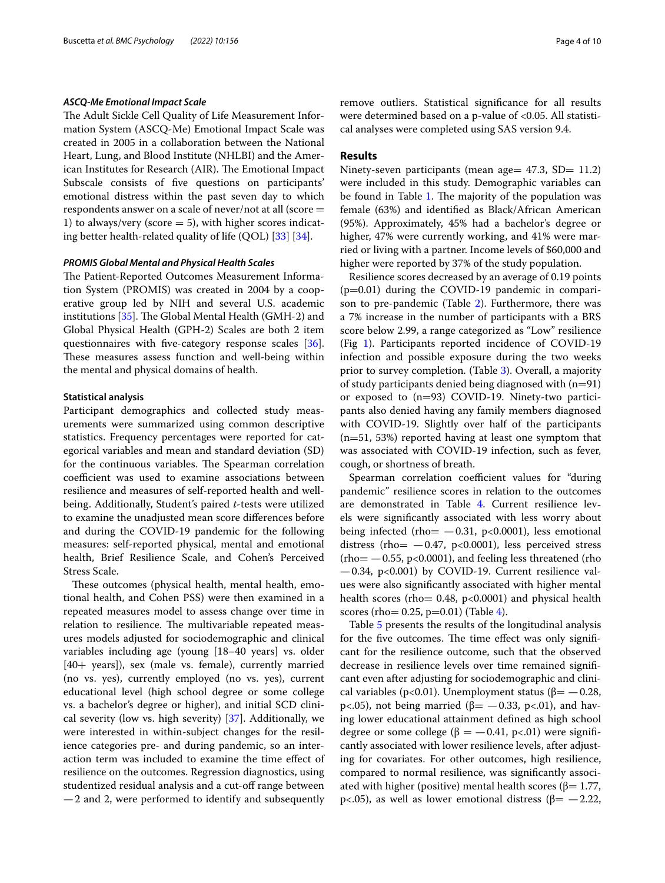#### *ASCQ-Me Emotional Impact Scale*

The Adult Sickle Cell Quality of Life Measurement Information System (ASCQ-Me) Emotional Impact Scale was created in 2005 in a collaboration between the National Heart, Lung, and Blood Institute (NHLBI) and the American Institutes for Research (AIR). The Emotional Impact Subscale consists of five questions on participants' emotional distress within the past seven day to which respondents answer on a scale of never/not at all (score = 1) to always/very (score = 5), with higher scores indicating better health-related quality of life (QOL) [33] [34].

#### *PROMIS Global Mental and Physical Health Scales*

The Patient-Reported Outcomes Measurement Information System (PROMIS) was created in 2004 by a cooperative group led by NIH and several U.S. academic institutions [35]. The Global Mental Health (GMH-2) and Global Physical Health (GPH-2) Scales are both 2 item questionnaires with five-category response scales [36]. These measures assess function and well-being within the mental and physical domains of health.

### Statistical analysis

Participant demographics and collected study measurements were summarized using common descriptive statistics. Frequency percentages were reported for categorical variables and mean and standard deviation (SD) for the continuous variables. The Spearman correlation coefficient was used to examine associations between resilience and measures of self-reported health and well-being. Additionally, Student's *t*-tests were utilized to examine the unadjusted mean score differences before and during the COVID-19 pandemic for the following measures: self-reported physical, mental and emotional health, Brief Resilience Scale, and Cohen's Perceived Stress Scale.

These outcomes (physical health, mental health, emotional health, and Cohen PSS) were then examined in a repeated measures model to assess change over time in relation to resilience. The multivariable repeated measures models adjusted for sociodemographic and clinical variables including age (young [18–40 years] vs. older [40+ years]), sex (male vs. female), currently married (no vs. yes), currently employed (no vs. yes), current educational level (high school degree or some college vs. a bachelor's degree or higher), and initial SCD clinical severity (low vs. high severity) [37]. Additionally, we were interested in within-subject changes for the resilience categories pre- and during pandemic, so an interaction term was included to examine the time effect of resilience on the outcomes. Regression diagnostics, using studentized residual analysis and a cut-off range between −2 and 2, were performed to identify and subsequently remove outliers. Statistical significance for all results were determined based on a p-value of <0.05. All statistical analyses were completed using SAS version 9.4.

## Results

Ninety-seven participants (mean age= 47.3, SD= 11.2) were included in this study. Demographic variables can be found in Table 1. The majority of the population was female (63%) and identified as Black/African American (95%). Approximately, 45% had a bachelor's degree or higher, 47% were currently working, and 41% were married or living with a partner. Income levels of $60,000 and higher were reported by 37% of the study population.

Resilience scores decreased by an average of 0.19 points (p=0.01) during the COVID-19 pandemic in comparison to pre-pandemic (Table 2). Furthermore, there was a 7% increase in the number of participants with a BRS score below 2.99, a range categorized as "Low" resilience (Fig 1). Participants reported incidence of COVID-19 infection and possible exposure during the two weeks prior to survey completion. (Table 3). Overall, a majority of study participants denied being diagnosed with (n=91) or exposed to (n=93) COVID-19. Ninety-two participants also denied having any family members diagnosed with COVID-19. Slightly over half of the participants (n=51, 53%) reported having at least one symptom that was associated with COVID-19 infection, such as fever, cough, or shortness of breath.

Spearman correlation coefficient values for "during pandemic" resilience scores in relation to the outcomes are demonstrated in Table 4. Current resilience levels were significantly associated with less worry about being infected (rho= −0.31, p<0.0001), less emotional distress (rho= −0.47, p<0.0001), less perceived stress (rho= −0.55, p<0.0001), and feeling less threatened (rho −0.34, p<0.001) by COVID-19. Current resilience values were also significantly associated with higher mental health scores (rho= 0.48, p<0.0001) and physical health scores (rho= 0.25, p=0.01) (Table 4).

Table 5 presents the results of the longitudinal analysis for the five outcomes. The time effect was only significant for the resilience outcome, such that the observed decrease in resilience levels over time remained significant even after adjusting for sociodemographic and clinical variables (p<0.01). Unemployment status (β= −0.28, p<.05), not being married (β= −0.33, p<.01), and having lower educational attainment defined as high school degree or some college (β = −0.41, p<.01) were significantly associated with lower resilience levels, after adjusting for covariates. For other outcomes, high resilience, compared to normal resilience, was significantly associated with higher (positive) mental health scores (β= 1.77, p<.05), as well as lower emotional distress (β= −2.22,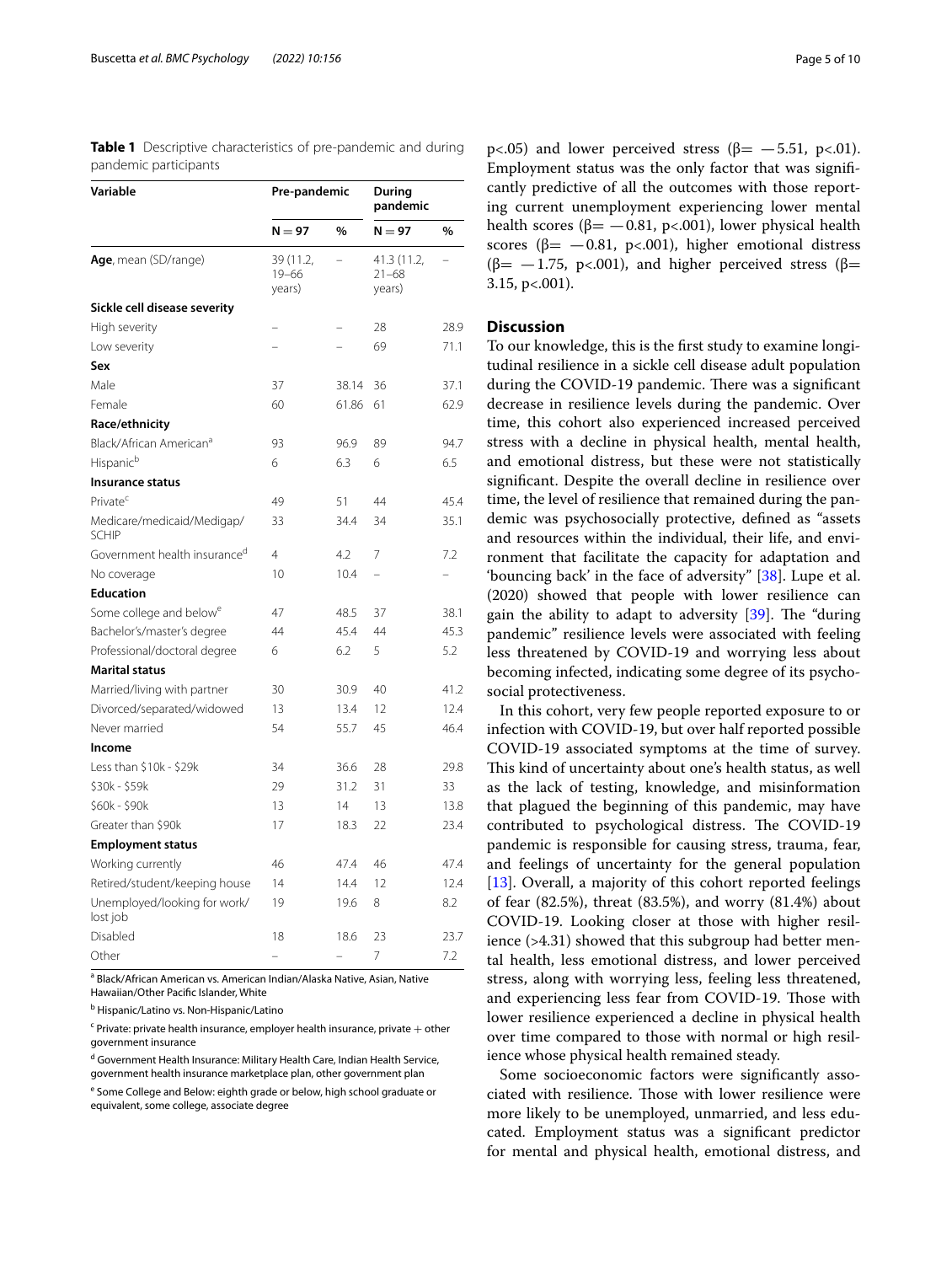**Table 1** Descriptive characteristics of pre-pandemic and during pandemic participants

| Variable | Pre-pandemic | | During pandemic | |
|---|---|---|---|---|
| | N = 97 | % | N = 97 | % |
| **Age**, mean (SD/range) | 39 (11.2, 19–66 years) | – | 41.3 (11.2, 21–68 years) | – |
| **Sickle cell disease severity** | | | | |
| High severity | – | – | 28 | 28.9 |
| Low severity | – | – | 69 | 71.1 |
| **Sex** | | | | |
| Male | 37 | 38.14 | 36 | 37.1 |
| Female | 60 | 61.86 | 61 | 62.9 |
| **Race/ethnicity** | | | | |
| Black/African American[a] | 93 | 96.9 | 89 | 94.7 |
| Hispanic[b] | 6 | 6.3 | 6 | 6.5 |
| **Insurance status** | | | | |
| Private[c] | 49 | 51 | 44 | 45.4 |
| Medicare/medicaid/Medigap/SCHIP | 33 | 34.4 | 34 | 35.1 |
| Government health insurance[d] | 4 | 4.2 | 7 | 7.2 |
| No coverage | 10 | 10.4 | – | – |
| **Education** | | | | |
| Some college and below[e] | 47 | 48.5 | 37 | 38.1 |
| Bachelor's/master's degree | 44 | 45.4 | 44 | 45.3 |
| Professional/doctoral degree | 6 | 6.2 | 5 | 5.2 |
| **Marital status** | | | | |
| Married/living with partner | 30 | 30.9 | 40 | 41.2 |
| Divorced/separated/widowed | 13 | 13.4 | 12 | 12.4 |
| Never married | 54 | 55.7 | 45 | 46.4 |
| **Income** | | | | |
| Less than $10k - $29k | 34 | 36.6 | 28 | 29.8 |
| $30k - $59k | 29 | 31.2 | 31 | 33 |
| $60k - $90k | 13 | 14 | 13 | 13.8 |
| Greater than $90k | 17 | 18.3 | 22 | 23.4 |
| **Employment status** | | | | |
| Working currently | 46 | 47.4 | 46 | 47.4 |
| Retired/student/keeping house | 14 | 14.4 | 12 | 12.4 |
| Unemployed/looking for work/lost job | 19 | 19.6 | 8 | 8.2 |
| Disabled | 18 | 18.6 | 23 | 23.7 |
| Other | – | – | 7 | 7.2 |

[a] Black/African American vs. American Indian/Alaska Native, Asian, Native Hawaiian/Other Pacific Islander, White

[b] Hispanic/Latino vs. Non-Hispanic/Latino

[c] Private: private health insurance, employer health insurance, private + other government insurance

[d] Government Health Insurance: Military Health Care, Indian Health Service, government health insurance marketplace plan, other government plan

[e] Some College and Below: eighth grade or below, high school graduate or equivalent, some college, associate degree

$p<.05$) and lower perceived stress ($\beta = -5.51$, $p<.01$). Employment status was the only factor that was significantly predictive of all the outcomes with those reporting current unemployment experiencing lower mental health scores ($\beta = -0.81$, $p<.001$), lower physical health scores ($\beta = -0.81$, $p<.001$), higher emotional distress ($\beta = -1.75$, $p<.001$), and higher perceived stress ($\beta = 3.15$, $p<.001$).

## Discussion

To our knowledge, this is the first study to examine longitudinal resilience in a sickle cell disease adult population during the COVID-19 pandemic. There was a significant decrease in resilience levels during the pandemic. Over time, this cohort also experienced increased perceived stress with a decline in physical health, mental health, and emotional distress, but these were not statistically significant. Despite the overall decline in resilience over time, the level of resilience that remained during the pandemic was psychosocially protective, defined as "assets and resources within the individual, their life, and environment that facilitate the capacity for adaptation and 'bouncing back' in the face of adversity" [38]. Lupe et al. (2020) showed that people with lower resilience can gain the ability to adapt to adversity [39]. The "during pandemic" resilience levels were associated with feeling less threatened by COVID-19 and worrying less about becoming infected, indicating some degree of its psychosocial protectiveness.

In this cohort, very few people reported exposure to or infection with COVID-19, but over half reported possible COVID-19 associated symptoms at the time of survey. This kind of uncertainty about one's health status, as well as the lack of testing, knowledge, and misinformation that plagued the beginning of this pandemic, may have contributed to psychological distress. The COVID-19 pandemic is responsible for causing stress, trauma, fear, and feelings of uncertainty for the general population [13]. Overall, a majority of this cohort reported feelings of fear (82.5%), threat (83.5%), and worry (81.4%) about COVID-19. Looking closer at those with higher resilience (>4.31) showed that this subgroup had better mental health, less emotional distress, and lower perceived stress, along with worrying less, feeling less threatened, and experiencing less fear from COVID-19. Those with lower resilience experienced a decline in physical health over time compared to those with normal or high resilience whose physical health remained steady.

Some socioeconomic factors were significantly associated with resilience. Those with lower resilience were more likely to be unemployed, unmarried, and less educated. Employment status was a significant predictor for mental and physical health, emotional distress, and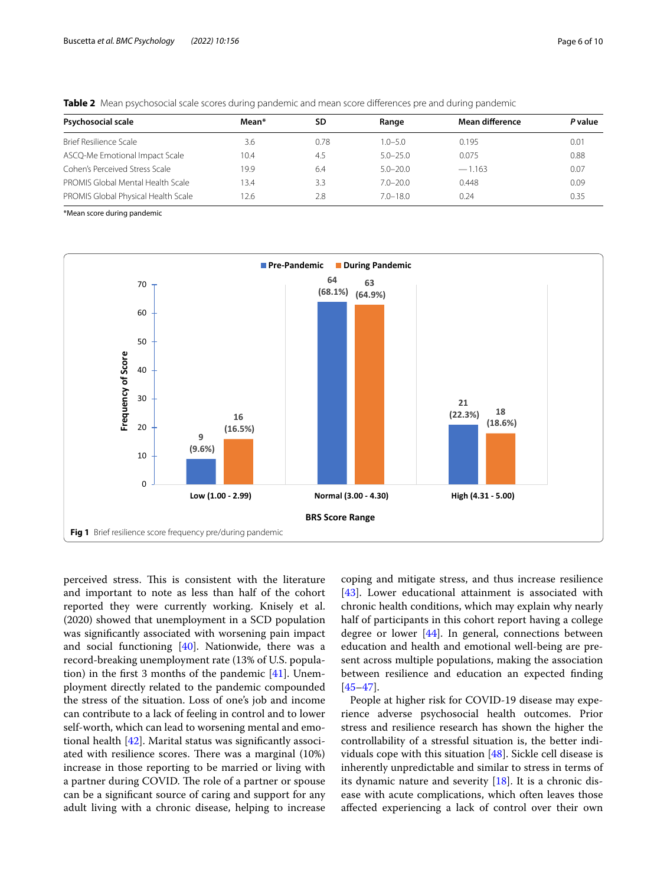**Table 2** Mean psychosocial scale scores during pandemic and mean score differences pre and during pandemic

| Psychosocial scale | Mean* | SD | Range | Mean difference | *P* value |
|---|---|---|---|---|---|
| Brief Resilience Scale | 3.6 | 0.78 | 1.0–5.0 | 0.195 | 0.01 |
| ASCQ-Me Emotional Impact Scale | 10.4 | 4.5 | 5.0–25.0 | 0.075 | 0.88 |
| Cohen's Perceived Stress Scale | 19.9 | 6.4 | 5.0–20.0 | —1.163 | 0.07 |
| PROMIS Global Mental Health Scale | 13.4 | 3.3 | 7.0–20.0 | 0.448 | 0.09 |
| PROMIS Global Physical Health Scale | 12.6 | 2.8 | 7.0–18.0 | 0.24 | 0.35 |

*Mean score during pandemic

**Fig 1** Brief resilience score frequency pre/during pandemic

perceived stress. This is consistent with the literature and important to note as less than half of the cohort reported they were currently working. Knisely et al. (2020) showed that unemployment in a SCD population was significantly associated with worsening pain impact and social functioning [40]. Nationwide, there was a record-breaking unemployment rate (13% of U.S. population) in the first 3 months of the pandemic [41]. Unemployment directly related to the pandemic compounded the stress of the situation. Loss of one's job and income can contribute to a lack of feeling in control and to lower self-worth, which can lead to worsening mental and emotional health [42]. Marital status was significantly associated with resilience scores. There was a marginal (10%) increase in those reporting to be married or living with a partner during COVID. The role of a partner or spouse can be a significant source of caring and support for any adult living with a chronic disease, helping to increase coping and mitigate stress, and thus increase resilience [43]. Lower educational attainment is associated with chronic health conditions, which may explain why nearly half of participants in this cohort report having a college degree or lower [44]. In general, connections between education and health and emotional well-being are present across multiple populations, making the association between resilience and education an expected finding [45–47].

People at higher risk for COVID-19 disease may experience adverse psychosocial health outcomes. Prior stress and resilience research has shown the higher the controllability of a stressful situation is, the better individuals cope with this situation [48]. Sickle cell disease is inherently unpredictable and similar to stress in terms of its dynamic nature and severity [18]. It is a chronic disease with acute complications, which often leaves those affected experiencing a lack of control over their own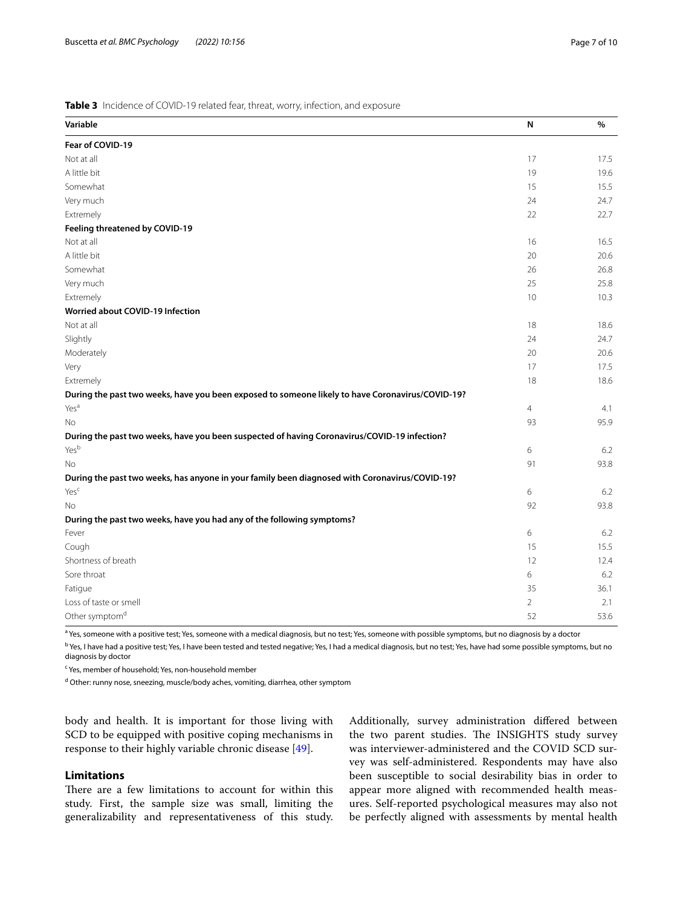**Table 3** Incidence of COVID-19 related fear, threat, worry, infection, and exposure

| Variable | N | % |
|---|---|---|
| **Fear of COVID-19** | | |
| Not at all | 17 | 17.5 |
| A little bit | 19 | 19.6 |
| Somewhat | 15 | 15.5 |
| Very much | 24 | 24.7 |
| Extremely | 22 | 22.7 |
| **Feeling threatened by COVID-19** | | |
| Not at all | 16 | 16.5 |
| A little bit | 20 | 20.6 |
| Somewhat | 26 | 26.8 |
| Very much | 25 | 25.8 |
| Extremely | 10 | 10.3 |
| **Worried about COVID-19 Infection** | | |
| Not at all | 18 | 18.6 |
| Slightly | 24 | 24.7 |
| Moderately | 20 | 20.6 |
| Very | 17 | 17.5 |
| Extremely | 18 | 18.6 |
| **During the past two weeks, have you been exposed to someone likely to have Coronavirus/COVID-19?** | | |
| Yes[a] | 4 | 4.1 |
| No | 93 | 95.9 |
| **During the past two weeks, have you been suspected of having Coronavirus/COVID-19 infection?** | | |
| Yes[b] | 6 | 6.2 |
| No | 91 | 93.8 |
| **During the past two weeks, has anyone in your family been diagnosed with Coronavirus/COVID-19?** | | |
| Yes[c] | 6 | 6.2 |
| No | 92 | 93.8 |
| **During the past two weeks, have you had any of the following symptoms?** | | |
| Fever | 6 | 6.2 |
| Cough | 15 | 15.5 |
| Shortness of breath | 12 | 12.4 |
| Sore throat | 6 | 6.2 |
| Fatigue | 35 | 36.1 |
| Loss of taste or smell | 2 | 2.1 |
| Other symptom[d] | 52 | 53.6 |

[a] Yes, someone with a positive test; Yes, someone with a medical diagnosis, but no test; Yes, someone with possible symptoms, but no diagnosis by a doctor

[b] Yes, I have had a positive test; Yes, I have been tested and tested negative; Yes, I had a medical diagnosis, but no test; Yes, have had some possible symptoms, but no diagnosis by doctor

[c] Yes, member of household; Yes, non-household member

[d] Other: runny nose, sneezing, muscle/body aches, vomiting, diarrhea, other symptom

body and health. It is important for those living with SCD to be equipped with positive coping mechanisms in response to their highly variable chronic disease [49].

## Limitations

There are a few limitations to account for within this study. First, the sample size was small, limiting the generalizability and representativeness of this study. Additionally, survey administration differed between the two parent studies. The INSIGHTS study survey was interviewer-administered and the COVID SCD survey was self-administered. Respondents may have also been susceptible to social desirability bias in order to appear more aligned with recommended health measures. Self-reported psychological measures may also not be perfectly aligned with assessments by mental health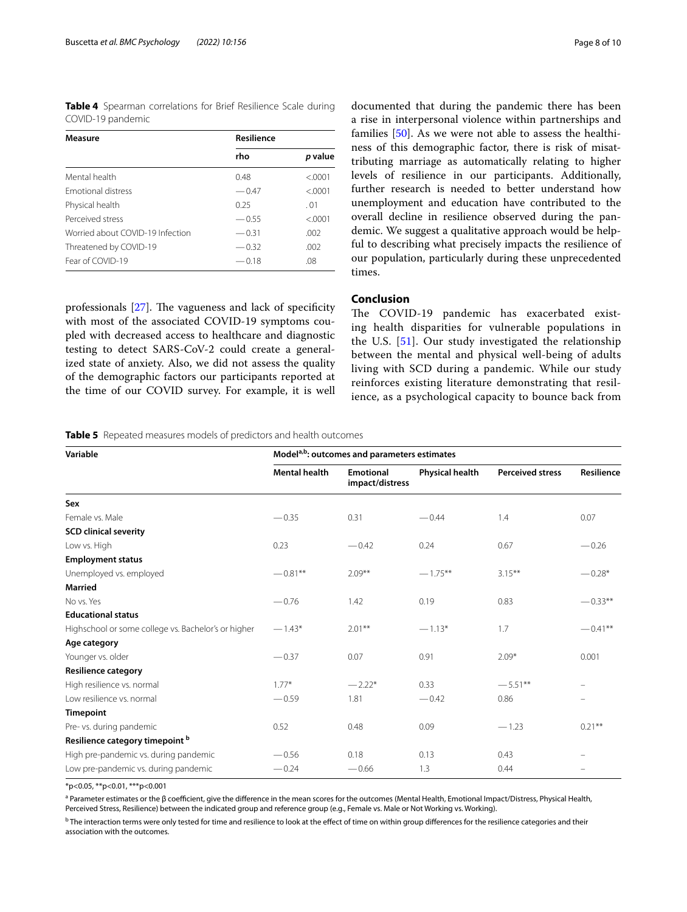**Table 4** Spearman correlations for Brief Resilience Scale during COVID-19 pandemic

| Measure | Resilience | |
|---|---|---|
| | rho | *p* value |
| Mental health | 0.48 | <.0001 |
| Emotional distress | −0.47 | <.0001 |
| Physical health | 0.25 | .01 |
| Perceived stress | −0.55 | <.0001 |
| Worried about COVID-19 Infection | −0.31 | .002 |
| Threatened by COVID-19 | −0.32 | .002 |
| Fear of COVID-19 | −0.18 | .08 |

professionals [27]. The vagueness and lack of specificity with most of the associated COVID-19 symptoms coupled with decreased access to healthcare and diagnostic testing to detect SARS-CoV-2 could create a generalized state of anxiety. Also, we did not assess the quality of the demographic factors our participants reported at the time of our COVID survey. For example, it is well documented that during the pandemic there has been a rise in interpersonal violence within partnerships and families [50]. As we were not able to assess the healthiness of this demographic factor, there is risk of misattributing marriage as automatically relating to higher levels of resilience in our participants. Additionally, further research is needed to better understand how unemployment and education have contributed to the overall decline in resilience observed during the pandemic. We suggest a qualitative approach would be helpful to describing what precisely impacts the resilience of our population, particularly during these unprecedented times.

## Conclusion

The COVID-19 pandemic has exacerbated existing health disparities for vulnerable populations in the U.S. [51]. Our study investigated the relationship between the mental and physical well-being of adults living with SCD during a pandemic. While our study reinforces existing literature demonstrating that resilience, as a psychological capacity to bounce back from

**Table 5** Repeated measures models of predictors and health outcomes

| Variable | Model[a,b]: outcomes and parameters estimates | | | | |
|---|---|---|---|---|---|
| | Mental health | Emotional impact/distress | Physical health | Perceived stress | Resilience |
| **Sex** | | | | | |
| Female vs. Male | −0.35 | 0.31 | −0.44 | 1.4 | 0.07 |
| **SCD clinical severity** | | | | | |
| Low vs. High | 0.23 | −0.42 | 0.24 | 0.67 | −0.26 |
| **Employment status** | | | | | |
| Unemployed vs. employed | −0.81** | 2.09** | −1.75** | 3.15** | −0.28* |
| **Married** | | | | | |
| No vs. Yes | −0.76 | 1.42 | 0.19 | 0.83 | −0.33** |
| **Educational status** | | | | | |
| Highschool or some college vs. Bachelor's or higher | −1.43* | 2.01** | −1.13* | 1.7 | −0.41** |
| **Age category** | | | | | |
| Younger vs. older | −0.37 | 0.07 | 0.91 | 2.09* | 0.001 |
| **Resilience category** | | | | | |
| High resilience vs. normal | 1.77* | −2.22* | 0.33 | −5.51** | – |
| Low resilience vs. normal | −0.59 | 1.81 | −0.42 | 0.86 | – |
| **Timepoint** | | | | | |
| Pre- vs. during pandemic | 0.52 | 0.48 | 0.09 | −1.23 | 0.21** |
| **Resilience category timepoint [b]** | | | | | |
| High pre-pandemic vs. during pandemic | −0.56 | 0.18 | 0.13 | 0.43 | – |
| Low pre-pandemic vs. during pandemic | −0.24 | −0.66 | 1.3 | 0.44 | – |

*p<0.05, **p<0.01, ***p<0.001

[a] Parameter estimates or the β coefficient, give the difference in the mean scores for the outcomes (Mental Health, Emotional Impact/Distress, Physical Health, Perceived Stress, Resilience) between the indicated group and reference group (e.g., Female vs. Male or Not Working vs. Working).

[b] The interaction terms were only tested for time and resilience to look at the effect of time on within group differences for the resilience categories and their association with the outcomes.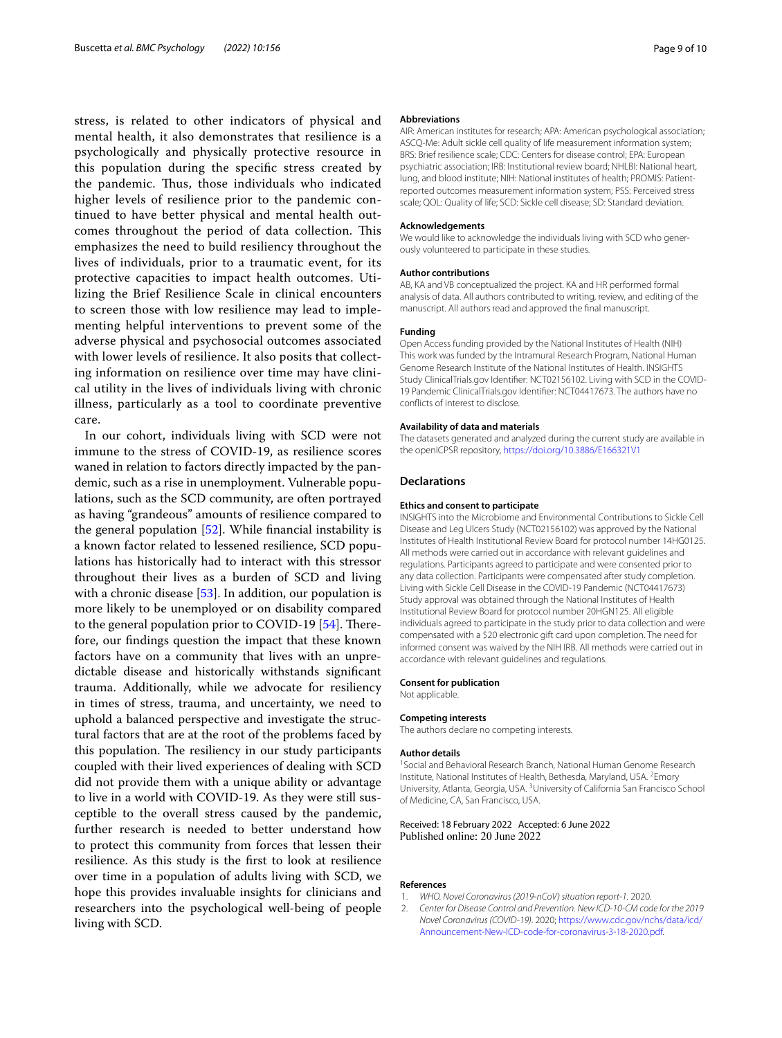stress, is related to other indicators of physical and mental health, it also demonstrates that resilience is a psychologically and physically protective resource in this population during the specific stress created by the pandemic. Thus, those individuals who indicated higher levels of resilience prior to the pandemic continued to have better physical and mental health outcomes throughout the period of data collection. This emphasizes the need to build resiliency throughout the lives of individuals, prior to a traumatic event, for its protective capacities to impact health outcomes. Utilizing the Brief Resilience Scale in clinical encounters to screen those with low resilience may lead to implementing helpful interventions to prevent some of the adverse physical and psychosocial outcomes associated with lower levels of resilience. It also posits that collecting information on resilience over time may have clinical utility in the lives of individuals living with chronic illness, particularly as a tool to coordinate preventive care.

In our cohort, individuals living with SCD were not immune to the stress of COVID-19, as resilience scores waned in relation to factors directly impacted by the pandemic, such as a rise in unemployment. Vulnerable populations, such as the SCD community, are often portrayed as having "grandeous" amounts of resilience compared to the general population [52]. While financial instability is a known factor related to lessened resilience, SCD populations has historically had to interact with this stressor throughout their lives as a burden of SCD and living with a chronic disease [53]. In addition, our population is more likely to be unemployed or on disability compared to the general population prior to COVID-19 [54]. Therefore, our findings question the impact that these known factors have on a community that lives with an unpredictable disease and historically withstands significant trauma. Additionally, while we advocate for resiliency in times of stress, trauma, and uncertainty, we need to uphold a balanced perspective and investigate the structural factors that are at the root of the problems faced by this population. The resiliency in our study participants coupled with their lived experiences of dealing with SCD did not provide them with a unique ability or advantage to live in a world with COVID-19. As they were still susceptible to the overall stress caused by the pandemic, further research is needed to better understand how to protect this community from forces that lessen their resilience. As this study is the first to look at resilience over time in a population of adults living with SCD, we hope this provides invaluable insights for clinicians and researchers into the psychological well-being of people living with SCD.

#### Abbreviations

AIR: American institutes for research; APA: American psychological association; ASCQ-Me: Adult sickle cell quality of life measurement information system; BRS: Brief resilience scale; CDC: Centers for disease control; EPA: European psychiatric association; IRB: Institutional review board; NHLBI: National heart, lung, and blood institute; NIH: National institutes of health; PROMIS: Patient-reported outcomes measurement information system; PSS: Perceived stress scale; QOL: Quality of life; SCD: Sickle cell disease; SD: Standard deviation.

#### Acknowledgements

We would like to acknowledge the individuals living with SCD who generously volunteered to participate in these studies.

#### Author contributions

AB, KA and VB conceptualized the project. KA and HR performed formal analysis of data. All authors contributed to writing, review, and editing of the manuscript. All authors read and approved the final manuscript.

#### Funding

Open Access funding provided by the National Institutes of Health (NIH) This work was funded by the Intramural Research Program, National Human Genome Research Institute of the National Institutes of Health. INSIGHTS Study ClinicalTrials.gov Identifier: NCT02156102. Living with SCD in the COVID-19 Pandemic ClinicalTrials.gov Identifier: NCT04417673. The authors have no conflicts of interest to disclose.

#### Availability of data and materials

The datasets generated and analyzed during the current study are available in the openICPSR repository, https://doi.org/10.3886/E166321V1

## Declarations

#### Ethics and consent to participate

INSIGHTS into the Microbiome and Environmental Contributions to Sickle Cell Disease and Leg Ulcers Study (NCT02156102) was approved by the National Institutes of Health Institutional Review Board for protocol number 14HG0125. All methods were carried out in accordance with relevant guidelines and regulations. Participants agreed to participate and were consented prior to any data collection. Participants were compensated after study completion. Living with Sickle Cell Disease in the COVID-19 Pandemic (NCT04417673) Study approval was obtained through the National Institutes of Health Institutional Review Board for protocol number 20HGN125. All eligible individuals agreed to participate in the study prior to data collection and were compensated with a $20 electronic gift card upon completion. The need for informed consent was waived by the NIH IRB. All methods were carried out in accordance with relevant guidelines and regulations.

#### Consent for publication

Not applicable.

#### Competing interests

The authors declare no competing interests.

#### Author details

[1]Social and Behavioral Research Branch, National Human Genome Research Institute, National Institutes of Health, Bethesda, Maryland, USA. [2]Emory University, Atlanta, Georgia, USA. [3]University of California San Francisco School of Medicine, CA, San Francisco, USA.

Received: 18 February 2022 Accepted: 6 June 2022
Published online: 20 June 2022

#### References

1. *WHO. Novel Coronavirus (2019-nCoV) situation report-1*. 2020.
2. *Center for Disease Control and Prevention. New ICD-10-CM code for the 2019 Novel Coronavirus (COVID-19)*. 2020; https://www.cdc.gov/nchs/data/icd/Announcement-New-ICD-code-for-coronavirus-3-18-2020.pdf.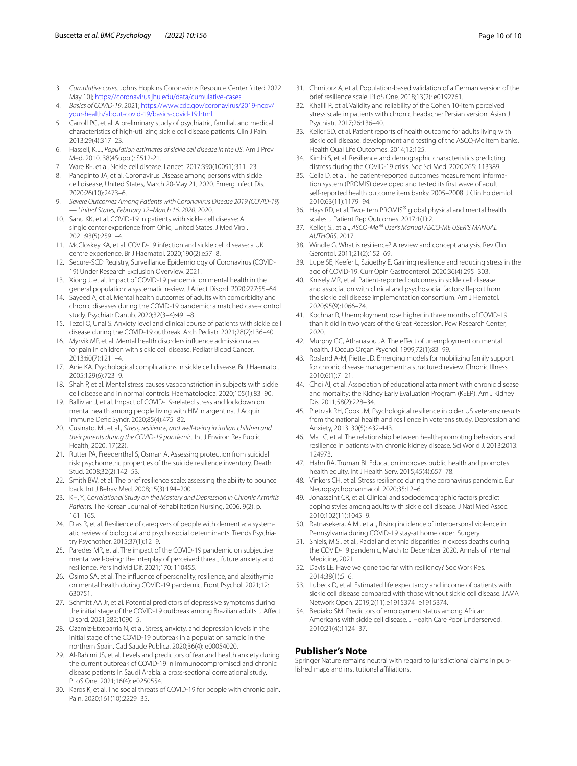3. *Cumulative cases*. Johns Hopkins Coronavirus Resource Center [cited 2022 May 10]; https://coronavirus.jhu.edu/data/cumulative-cases.
4. *Basics of COVID-19*. 2021; https://www.cdc.gov/coronavirus/2019-ncov/your-health/about-covid-19/basics-covid-19.html.
5. Carroll PC, et al. A preliminary study of psychiatric, familial, and medical characteristics of high-utilizing sickle cell disease patients. Clin J Pain. 2013;29(4):317–23.
6. Hassell, K.L., *Population estimates of sickle cell disease in the US.* Am J Prev Med, 2010. 38(4Suppl): S512-21.
7. Ware RE, et al. Sickle cell disease. Lancet. 2017;390(10091):311–23.
8. Panepinto JA, et al. Coronavirus Disease among persons with sickle cell disease, United States, March 20-May 21, 2020. Emerg Infect Dis. 2020;26(10):2473–6.
9. *Severe Outcomes Among Patients with Coronavirus Disease 2019 (COVID-19) — United States, February 12–March 16, 2020.* 2020.
10. Sahu KK, et al. COVID-19 in patients with sickle cell disease: A single center experience from Ohio, United States. J Med Virol. 2021;93(5):2591–4.
11. McCloskey KA, et al. COVID-19 infection and sickle cell disease: a UK centre experience. Br J Haematol. 2020;190(2):e57–8.
12. Secure-SCD Registry, Surveillance Epidemiology of Coronavirus (COVID-19) Under Research Exclusion Overview. 2021.
13. Xiong J, et al. Impact of COVID-19 pandemic on mental health in the general population: a systematic review. J Affect Disord. 2020;277:55–64.
14. Sayeed A, et al. Mental health outcomes of adults with comorbidity and chronic diseases during the COVID-19 pandemic: a matched case-control study. Psychiatr Danub. 2020;32(3–4):491–8.
15. Tezol O, Unal S. Anxiety level and clinical course of patients with sickle cell disease during the COVID-19 outbreak. Arch Pediatr. 2021;28(2):136–40.
16. Myrvik MP, et al. Mental health disorders influence admission rates for pain in children with sickle cell disease. Pediatr Blood Cancer. 2013;60(7):1211–4.
17. Anie KA. Psychological complications in sickle cell disease. Br J Haematol. 2005;129(6):723–9.
18. Shah P, et al. Mental stress causes vasoconstriction in subjects with sickle cell disease and in normal controls. Haematologica. 2020;105(1):83–90.
19. Ballivian J, et al. Impact of COVID-19-related stress and lockdown on mental health among people living with HIV in argentina. J Acquir Immune Defic Syndr. 2020;85(4):475–82.
20. Cusinato, M., et al., *Stress, resilience, and well-being in italian children and their parents during the COVID-19 pandemic.* Int J Environ Res Public Health, 2020. 17(22).
21. Rutter PA, Freedenthal S, Osman A. Assessing protection from suicidal risk: psychometric properties of the suicide resilience inventory. Death Stud. 2008;32(2):142–53.
22. Smith BW, et al. The brief resilience scale: assessing the ability to bounce back. Int J Behav Med. 2008;15(3):194–200.
23. KH, Y., *Correlational Study on the Mastery and Depression in Chronic Arthritis Patients.* The Korean Journal of Rehabilitation Nursing, 2006. 9(2): p. 161–165.
24. Dias R, et al. Resilience of caregivers of people with dementia: a systematic review of biological and psychosocial determinants. Trends Psychiatry Psychother. 2015;37(1):12–9.
25. Paredes MR, et al. The impact of the COVID-19 pandemic on subjective mental well-being: the interplay of perceived threat, future anxiety and resilience. Pers Individ Dif. 2021;170: 110455.
26. Osimo SA, et al. The influence of personality, resilience, and alexithymia on mental health during COVID-19 pandemic. Front Psychol. 2021;12: 630751.
27. Schmitt AA Jr, et al. Potential predictors of depressive symptoms during the initial stage of the COVID-19 outbreak among Brazilian adults. J Affect Disord. 2021;282:1090–5.
28. Ozamiz-Etxebarria N, et al. Stress, anxiety, and depression levels in the initial stage of the COVID-19 outbreak in a population sample in the northern Spain. Cad Saude Publica. 2020;36(4): e00054020.
29. Al-Rahimi JS, et al. Levels and predictors of fear and health anxiety during the current outbreak of COVID-19 in immunocompromised and chronic disease patients in Saudi Arabia: a cross-sectional correlational study. PLoS One. 2021;16(4): e0250554.
30. Karos K, et al. The social threats of COVID-19 for people with chronic pain. Pain. 2020;161(10):2229–35.
31. Chmitorz A, et al. Population-based validation of a German version of the brief resilience scale. PLoS One. 2018;13(2): e0192761.
32. Khalili R, et al. Validity and reliability of the Cohen 10-item perceived stress scale in patients with chronic headache: Persian version. Asian J Psychiatr. 2017;26:136–40.
33. Keller SD, et al. Patient reports of health outcome for adults living with sickle cell disease: development and testing of the ASCQ-Me item banks. Health Qual Life Outcomes. 2014;12:125.
34. Kimhi S, et al. Resilience and demographic characteristics predicting distress during the COVID-19 crisis. Soc Sci Med. 2020;265: 113389.
35. Cella D, et al. The patient-reported outcomes measurement information system (PROMIS) developed and tested its first wave of adult self-reported health outcome item banks: 2005–2008. J Clin Epidemiol. 2010;63(11):1179–94.
36. Hays RD, et al. Two-item PROMIS® global physical and mental health scales. J Patient Rep Outcomes. 2017;1(1):2.
37. Keller, S., et al., *ASCQ-Me® User's Manual ASCQ-ME USER'S MANUAL AUTHORS*. 2017.
38. Windle G. What is resilience? A review and concept analysis. Rev Clin Gerontol. 2011;21(2):152–69.
39. Lupe SE, Keefer L, Szigethy E. Gaining resilience and reducing stress in the age of COVID-19. Curr Opin Gastroenterol. 2020;36(4):295–303.
40. Knisely MR, et al. Patient-reported outcomes in sickle cell disease and association with clinical and psychosocial factors: Report from the sickle cell disease implementation consortium. Am J Hematol. 2020;95(9):1066–74.
41. Kochhar R, Unemployment rose higher in three months of COVID-19 than it did in two years of the Great Recession. Pew Research Center, 2020.
42. Murphy GC, Athanasou JA. The effect of unemployment on mental health. J Occup Organ Psychol. 1999;72(1):83–99.
43. Rosland A-M, Piette JD. Emerging models for mobilizing family support for chronic disease management: a structured review. Chronic Illness. 2010;6(1):7–21.
44. Choi AI, et al. Association of educational attainment with chronic disease and mortality: the Kidney Early Evaluation Program (KEEP). Am J Kidney Dis. 2011;58(2):228–34.
45. Pietrzak RH, Cook JM, Psychological resilience in older US veterans: results from the national health and resilience in veterans study. Depression and Anxiety, 2013. 30(5): 432-443.
46. Ma LC, et al. The relationship between health-promoting behaviors and resilience in patients with chronic kidney disease. Sci World J. 2013;2013: 124973.
47. Hahn RA, Truman BI. Education improves public health and promotes health equity. Int J Health Serv. 2015;45(4):657–78.
48. Vinkers CH, et al. Stress resilience during the coronavirus pandemic. Eur Neuropsychopharmacol. 2020;35:12–6.
49. Jonassaint CR, et al. Clinical and sociodemographic factors predict coping styles among adults with sickle cell disease. J Natl Med Assoc. 2010;102(11):1045–9.
50. Ratnasekera, A.M., et al., Rising incidence of interpersonal violence in Pennsylvania during COVID-19 stay-at home order. Surgery.
51. Shiels, M.S., et al., Racial and ethnic disparities in excess deaths during the COVID-19 pandemic, March to December 2020. Annals of Internal Medicine, 2021.
52. Davis LE. Have we gone too far with resiliency? Soc Work Res. 2014;38(1):5–6.
53. Lubeck D, et al. Estimated life expectancy and income of patients with sickle cell disease compared with those without sickle cell disease. JAMA Network Open. 2019;2(11):e1915374–e1915374.
54. Bediako SM. Predictors of employment status among African Americans with sickle cell disease. J Health Care Poor Underserved. 2010;21(4):1124–37.

## Publisher's Note

Springer Nature remains neutral with regard to jurisdictional claims in published maps and institutional affiliations.